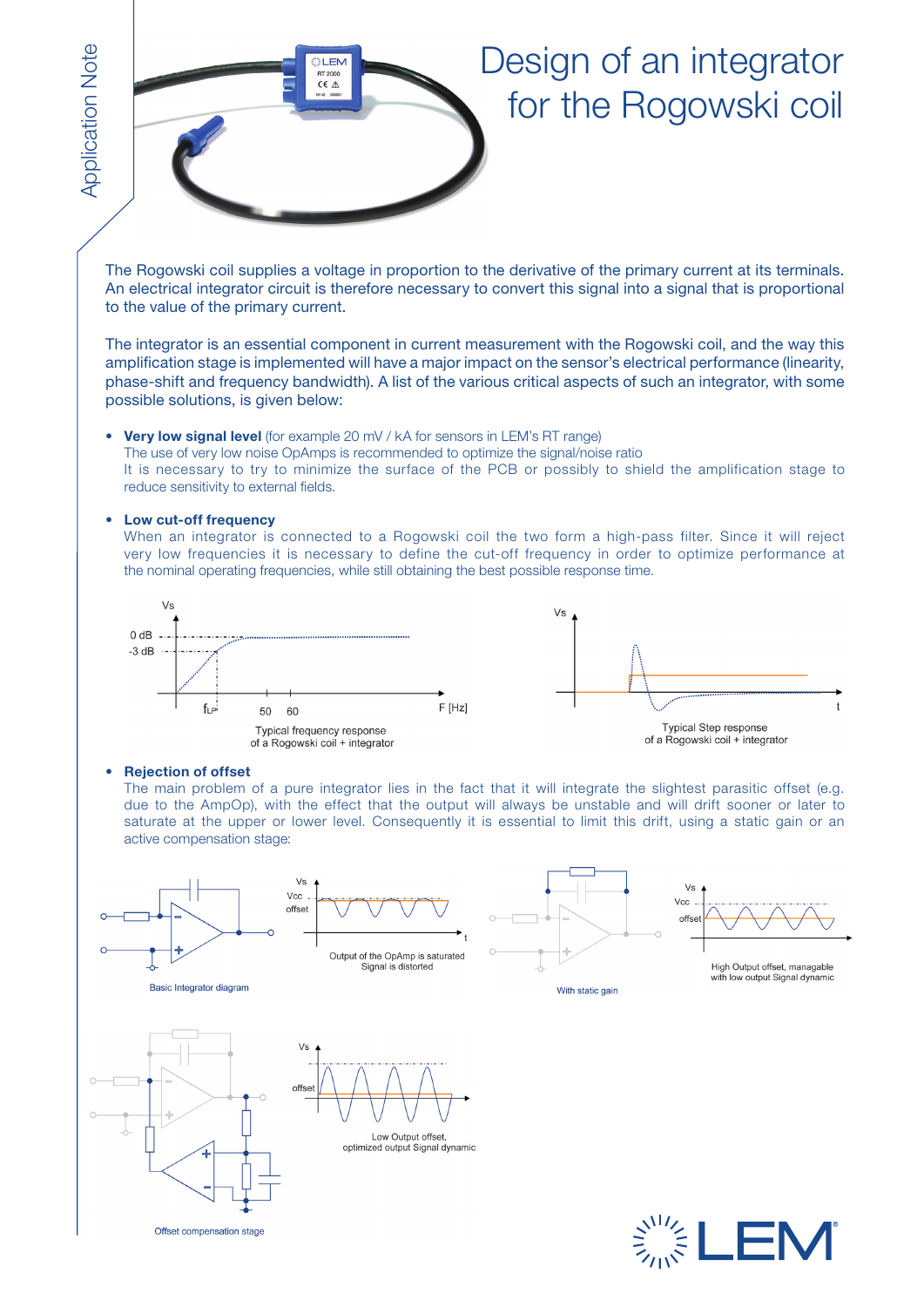# Design of an integrator for the Rogowski coil

The Rogowski coil supplies a voltage in proportion to the derivative of the primary current at its terminals. An electrical integrator circuit is therefore necessary to convert this signal into a signal that is proportional to the value of the primary current.

The integrator is an essential component in current measurement with the Rogowski coil, and the way this amplification stage is implemented will have a major impact on the sensor's electrical performance (linearity, phase-shift and frequency bandwidth). A list of the various critical aspects of such an integrator, with some possible solutions, is given below:

- **Very low signal level** (for example 20 mV / kA for sensors in LEM's RT range)
  The use of very low noise OpAmps is recommended to optimize the signal/noise ratio
  It is necessary to try to minimize the surface of the PCB or possibly to shield the amplification stage to reduce sensitivity to external fields.

- **Low cut-off frequency**
  When an integrator is connected to a Rogowski coil the two form a high-pass filter. Since it will reject very low frequencies it is necessary to define the cut-off frequency in order to optimize performance at the nominal operating frequencies, while still obtaining the best possible response time.

Typical frequency response of a Rogowski coil + integrator

Typical Step response of a Rogowski coil + integrator

- **Rejection of offset**
  The main problem of a pure integrator lies in the fact that it will integrate the slightest parasitic offset (e.g. due to the AmpOp), with the effect that the output will always be unstable and will drift sooner or later to saturate at the upper or lower level. Consequently it is essential to limit this drift, using a static gain or an active compensation stage:

Basic Integrator diagram

Output of the OpAmp is saturated
Signal is distorted

With static gain

High Output offset, managable with low output Signal dynamic

Offset compensation stage

Low Output offset, optimized output Signal dynamic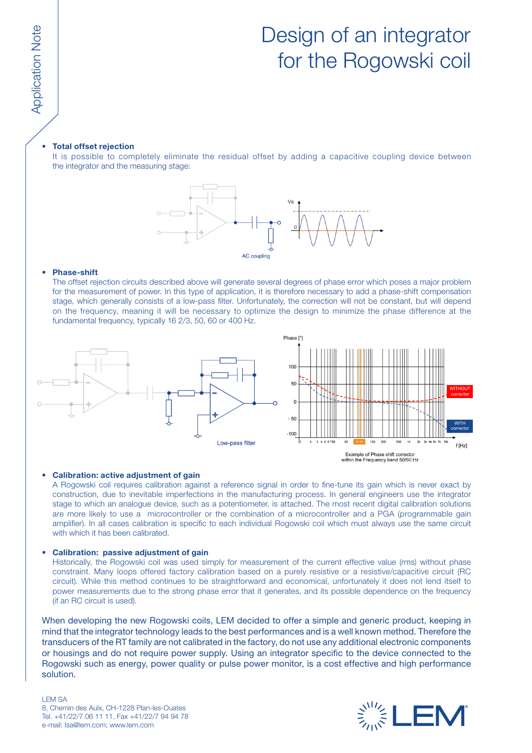# Design of an integrator for the Rogowski coil

- **Total offset rejection**
  It is possible to completely eliminate the residual offset by adding a capacitive coupling device between the integrator and the measuring stage:

Vs

0

AC coupling

- **Phase-shift**
  The offset rejection circuits described above will generate several degrees of phase error which poses a major problem for the measurement of power. In this type of application, it is therefore necessary to add a phase-shift compensation stage, which generally consists of a low-pass filter. Unfortunately, the correction will not be constant, but will depend on the frequency, meaning it will be necessary to optimize the design to minimize the phase difference at the fundamental frequency, typically 16 2/3, 50, 60 or 400 Hz.

Low-pass filter

Phase [°]

100

50

0

- 50

-100

1 2 3 4 5 6 7 8 9 20 50 60 100 200 500 1k 2k 3k 4k 5k 7k 10k

f [Hz]

WITHOUT corrector

WITH corrector

Example of Phase shift corrector within the Frequency band 50/60 Hz

- **Calibration: active adjustment of gain**
  A Rogowski coil requires calibration against a reference signal in order to fine-tune its gain which is never exact by construction, due to inevitable imperfections in the manufacturing process. In general engineers use the integrator stage to which an analogue device, such as a potentiometer, is attached. The most recent digital calibration solutions are more likely to use a microcontroller or the combination of a microcontroller and a PGA (programmable gain amplifier). In all cases calibration is specific to each individual Rogowski coil which must always use the same circuit with which it has been calibrated.

- **Calibration: passive adjustment of gain**
  Historically, the Rogowski coil was used simply for measurement of the current effective value (rms) without phase constraint. Many loops offered factory calibration based on a purely resistive or a resistive/capacitive circuit (RC circuit). While this method continues to be straightforward and economical, unfortunately it does not lend itself to power measurements due to the strong phase error that it generates, and its possible dependence on the frequency (if an RC circuit is used).

When developing the new Rogowski coils, LEM decided to offer a simple and generic product, keeping in mind that the integrator technology leads to the best performances and is a well known method. Therefore the transducers of the RT family are not calibrated in the factory, do not use any additional electronic components or housings and do not require power supply. Using an integrator specific to the device connected to the Rogowski such as energy, power quality or pulse power monitor, is a cost effective and high performance solution.

LEM SA
8, Chemin des Aulx, CH-1228 Plan-les-Ouates
Tel. +41/22/7 06 11 11, Fax +41/22/7 94 94 78
e-mail: lsa@lem.com; www.lem.com